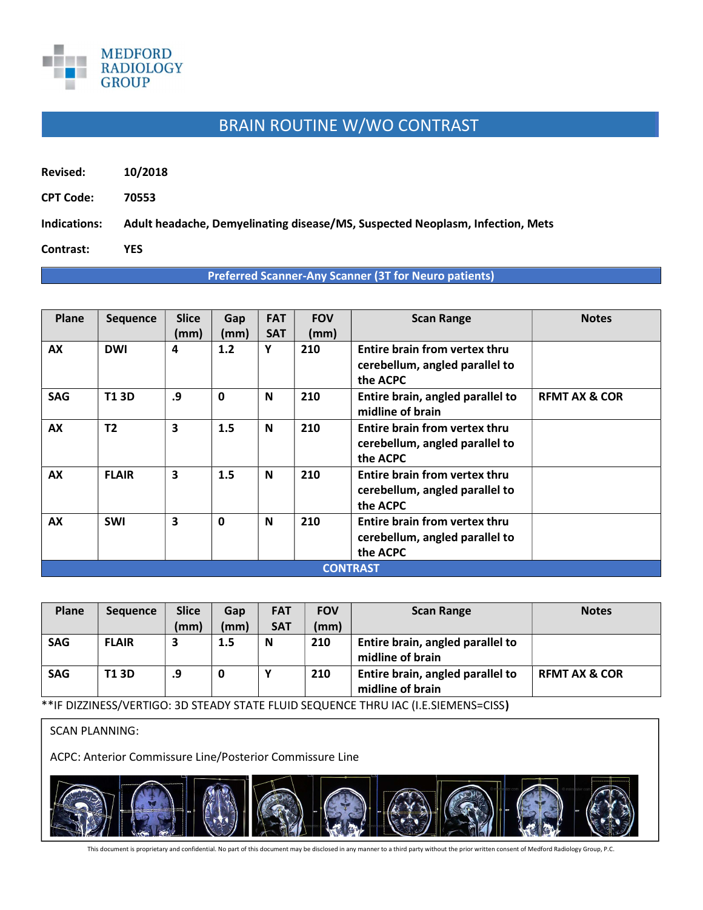MEDFORD RADIOLOGY GROUP

# BRAIN ROUTINE W/WO CONTRAST

**Revised:** 10/2018

**CPT Code:** 70553

**Indications:** Adult headache, Demyelinating disease/MS, Suspected Neoplasm, Infection, Mets

**Contrast:** YES

**Preferred Scanner-Any Scanner (3T for Neuro patients)**

| Plane | Sequence | Slice (mm) | Gap (mm) | FAT SAT | FOV (mm) | Scan Range | Notes |
|---|---|---|---|---|---|---|---|
| AX | DWI | 4 | 1.2 | Y | 210 | Entire brain from vertex thru cerebellum, angled parallel to the ACPC | |
| SAG | T1 3D | .9 | 0 | N | 210 | Entire brain, angled parallel to midline of brain | RFMT AX & COR |
| AX | T2 | 3 | 1.5 | N | 210 | Entire brain from vertex thru cerebellum, angled parallel to the ACPC | |
| AX | FLAIR | 3 | 1.5 | N | 210 | Entire brain from vertex thru cerebellum, angled parallel to the ACPC | |
| AX | SWI | 3 | 0 | N | 210 | Entire brain from vertex thru cerebellum, angled parallel to the ACPC | |

**CONTRAST**

| Plane | Sequence | Slice (mm) | Gap (mm) | FAT SAT | FOV (mm) | Scan Range | Notes |
|---|---|---|---|---|---|---|---|
| SAG | FLAIR | 3 | 1.5 | N | 210 | Entire brain, angled parallel to midline of brain | |
| SAG | T1 3D | .9 | 0 | Y | 210 | Entire brain, angled parallel to midline of brain | RFMT AX & COR |

**IF DIZZINESS/VERTIGO: 3D STEADY STATE FLUID SEQUENCE THRU IAC (I.E.SIEMENS=CISS)

SCAN PLANNING:

ACPC: Anterior Commissure Line/Posterior Commissure Line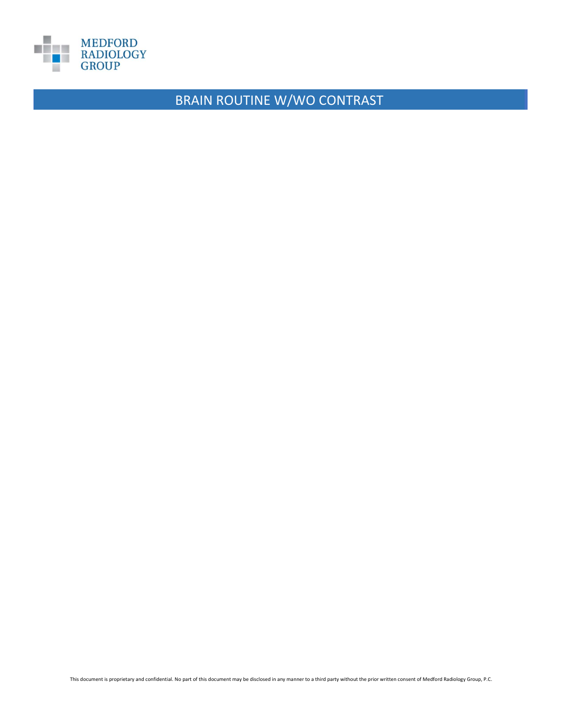# BRAIN ROUTINE W/WO CONTRAST